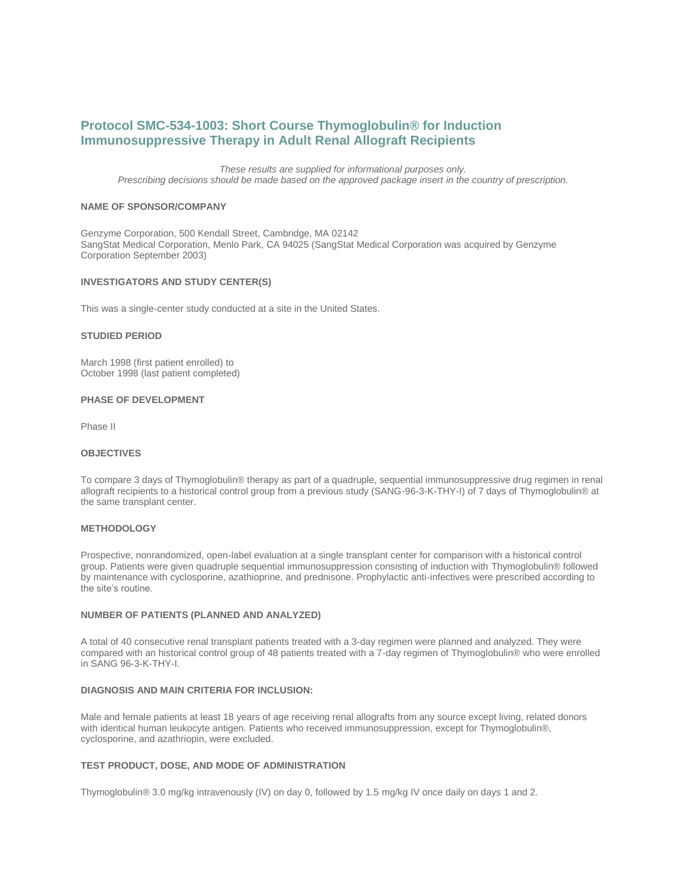# Protocol SMC-534-1003: Short Course Thymoglobulin® for Induction Immunosuppressive Therapy in Adult Renal Allograft Recipients

*These results are supplied for informational purposes only.*
*Prescribing decisions should be made based on the approved package insert in the country of prescription.*

### NAME OF SPONSOR/COMPANY

Genzyme Corporation, 500 Kendall Street, Cambridge, MA 02142
SangStat Medical Corporation, Menlo Park, CA 94025 (SangStat Medical Corporation was acquired by Genzyme Corporation September 2003)

### INVESTIGATORS AND STUDY CENTER(S)

This was a single-center study conducted at a site in the United States.

### STUDIED PERIOD

March 1998 (first patient enrolled) to
October 1998 (last patient completed)

### PHASE OF DEVELOPMENT

Phase II

### OBJECTIVES

To compare 3 days of Thymoglobulin® therapy as part of a quadruple, sequential immunosuppressive drug regimen in renal allograft recipients to a historical control group from a previous study (SANG-96-3-K-THY-I) of 7 days of Thymoglobulin® at the same transplant center.

### METHODOLOGY

Prospective, nonrandomized, open-label evaluation at a single transplant center for comparison with a historical control group. Patients were given quadruple sequential immunosuppression consisting of induction with Thymoglobulin® followed by maintenance with cyclosporine, azathioprine, and prednisone. Prophylactic anti-infectives were prescribed according to the site's routine.

### NUMBER OF PATIENTS (PLANNED AND ANALYZED)

A total of 40 consecutive renal transplant patients treated with a 3-day regimen were planned and analyzed. They were compared with an historical control group of 48 patients treated with a 7-day regimen of Thymoglobulin® who were enrolled in SANG 96-3-K-THY-I.

### DIAGNOSIS AND MAIN CRITERIA FOR INCLUSION:

Male and female patients at least 18 years of age receiving renal allografts from any source except living, related donors with identical human leukocyte antigen. Patients who received immunosuppression, except for Thymoglobulin®, cyclosporine, and azathriopin, were excluded.

### TEST PRODUCT, DOSE, AND MODE OF ADMINISTRATION

Thymoglobulin® 3.0 mg/kg intravenously (IV) on day 0, followed by 1.5 mg/kg IV once daily on days 1 and 2.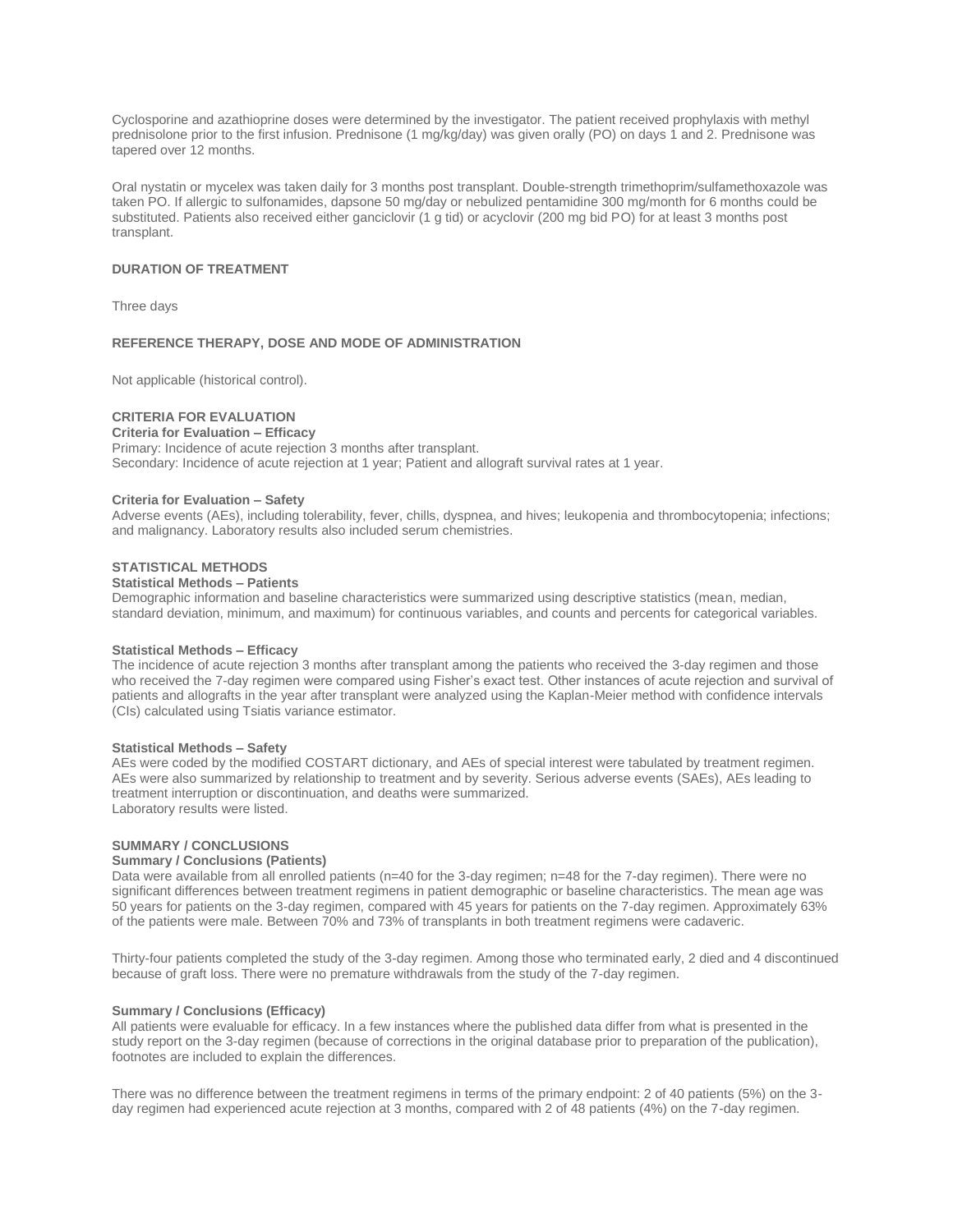Cyclosporine and azathioprine doses were determined by the investigator. The patient received prophylaxis with methyl prednisolone prior to the first infusion. Prednisone (1 mg/kg/day) was given orally (PO) on days 1 and 2. Prednisone was tapered over 12 months.

Oral nystatin or mycelex was taken daily for 3 months post transplant. Double-strength trimethoprim/sulfamethoxazole was taken PO. If allergic to sulfonamides, dapsone 50 mg/day or nebulized pentamidine 300 mg/month for 6 months could be substituted. Patients also received either ganciclovir (1 g tid) or acyclovir (200 mg bid PO) for at least 3 months post transplant.

## DURATION OF TREATMENT

Three days

## REFERENCE THERAPY, DOSE AND MODE OF ADMINISTRATION

Not applicable (historical control).

## CRITERIA FOR EVALUATION

### Criteria for Evaluation – Efficacy

Primary: Incidence of acute rejection 3 months after transplant.
Secondary: Incidence of acute rejection at 1 year; Patient and allograft survival rates at 1 year.

### Criteria for Evaluation – Safety

Adverse events (AEs), including tolerability, fever, chills, dyspnea, and hives; leukopenia and thrombocytopenia; infections; and malignancy. Laboratory results also included serum chemistries.

## STATISTICAL METHODS

### Statistical Methods – Patients

Demographic information and baseline characteristics were summarized using descriptive statistics (mean, median, standard deviation, minimum, and maximum) for continuous variables, and counts and percents for categorical variables.

### Statistical Methods – Efficacy

The incidence of acute rejection 3 months after transplant among the patients who received the 3-day regimen and those who received the 7-day regimen were compared using Fisher's exact test. Other instances of acute rejection and survival of patients and allografts in the year after transplant were analyzed using the Kaplan-Meier method with confidence intervals (CIs) calculated using Tsiatis variance estimator.

### Statistical Methods – Safety

AEs were coded by the modified COSTART dictionary, and AEs of special interest were tabulated by treatment regimen. AEs were also summarized by relationship to treatment and by severity. Serious adverse events (SAEs), AEs leading to treatment interruption or discontinuation, and deaths were summarized.
Laboratory results were listed.

## SUMMARY / CONCLUSIONS

### Summary / Conclusions (Patients)

Data were available from all enrolled patients (n=40 for the 3-day regimen; n=48 for the 7-day regimen). There were no significant differences between treatment regimens in patient demographic or baseline characteristics. The mean age was 50 years for patients on the 3-day regimen, compared with 45 years for patients on the 7-day regimen. Approximately 63% of the patients were male. Between 70% and 73% of transplants in both treatment regimens were cadaveric.

Thirty-four patients completed the study of the 3-day regimen. Among those who terminated early, 2 died and 4 discontinued because of graft loss. There were no premature withdrawals from the study of the 7-day regimen.

### Summary / Conclusions (Efficacy)

All patients were evaluable for efficacy. In a few instances where the published data differ from what is presented in the study report on the 3-day regimen (because of corrections in the original database prior to preparation of the publication), footnotes are included to explain the differences.

There was no difference between the treatment regimens in terms of the primary endpoint: 2 of 40 patients (5%) on the 3-day regimen had experienced acute rejection at 3 months, compared with 2 of 48 patients (4%) on the 7-day regimen.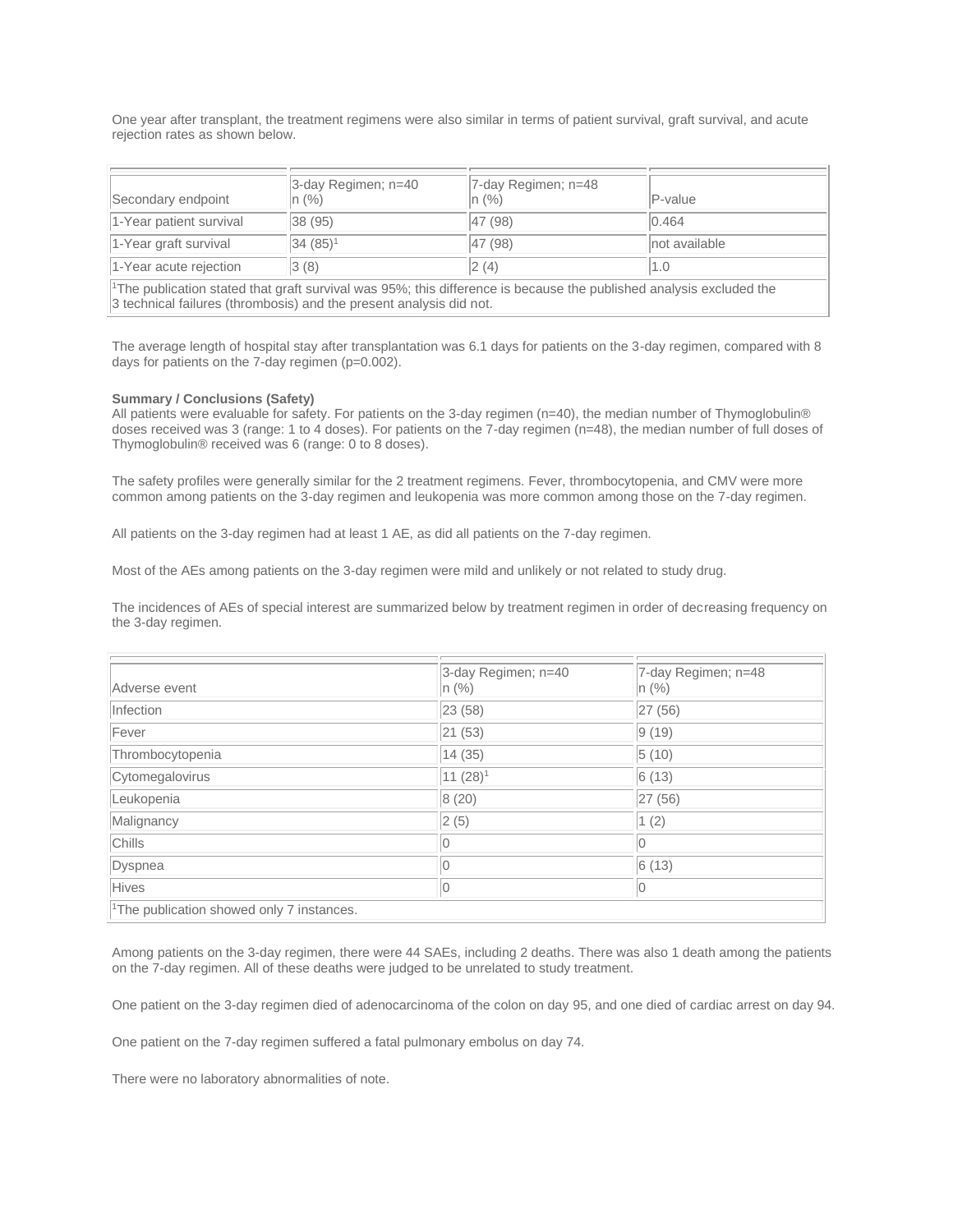One year after transplant, the treatment regimens were also similar in terms of patient survival, graft survival, and acute rejection rates as shown below.

| Secondary endpoint | 3-day Regimen; n=40 n (%) | 7-day Regimen; n=48 n (%) | P-value |
|---|---|---|---|
| 1-Year patient survival | 38 (95) | 47 (98) | 0.464 |
| 1-Year graft survival | 34 (85)[1] | 47 (98) | not available |
| 1-Year acute rejection | 3 (8) | 2 (4) | 1.0 |

[1]The publication stated that graft survival was 95%; this difference is because the published analysis excluded the 3 technical failures (thrombosis) and the present analysis did not.

The average length of hospital stay after transplantation was 6.1 days for patients on the 3-day regimen, compared with 8 days for patients on the 7-day regimen (p=0.002).

**Summary / Conclusions (Safety)**

All patients were evaluable for safety. For patients on the 3-day regimen (n=40), the median number of Thymoglobulin® doses received was 3 (range: 1 to 4 doses). For patients on the 7-day regimen (n=48), the median number of full doses of Thymoglobulin® received was 6 (range: 0 to 8 doses).

The safety profiles were generally similar for the 2 treatment regimens. Fever, thrombocytopenia, and CMV were more common among patients on the 3-day regimen and leukopenia was more common among those on the 7-day regimen.

All patients on the 3-day regimen had at least 1 AE, as did all patients on the 7-day regimen.

Most of the AEs among patients on the 3-day regimen were mild and unlikely or not related to study drug.

The incidences of AEs of special interest are summarized below by treatment regimen in order of decreasing frequency on the 3-day regimen.

| Adverse event | 3-day Regimen; n=40 n (%) | 7-day Regimen; n=48 n (%) |
|---|---|---|
| Infection | 23 (58) | 27 (56) |
| Fever | 21 (53) | 9 (19) |
| Thrombocytopenia | 14 (35) | 5 (10) |
| Cytomegalovirus | 11 (28)[1] | 6 (13) |
| Leukopenia | 8 (20) | 27 (56) |
| Malignancy | 2 (5) | 1 (2) |
| Chills | 0 | 0 |
| Dyspnea | 0 | 6 (13) |
| Hives | 0 | 0 |

[1]The publication showed only 7 instances.

Among patients on the 3-day regimen, there were 44 SAEs, including 2 deaths. There was also 1 death among the patients on the 7-day regimen. All of these deaths were judged to be unrelated to study treatment.

One patient on the 3-day regimen died of adenocarcinoma of the colon on day 95, and one died of cardiac arrest on day 94.

One patient on the 7-day regimen suffered a fatal pulmonary embolus on day 74.

There were no laboratory abnormalities of note.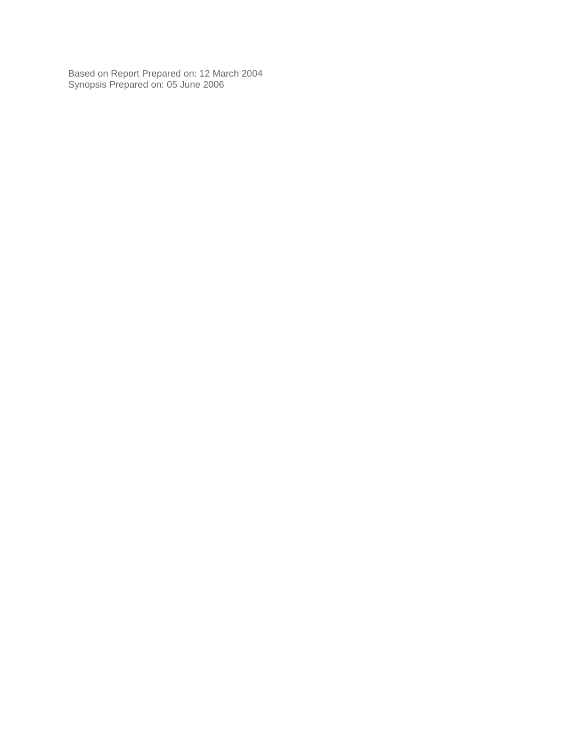Based on Report Prepared on: 12 March 2004
Synopsis Prepared on: 05 June 2006